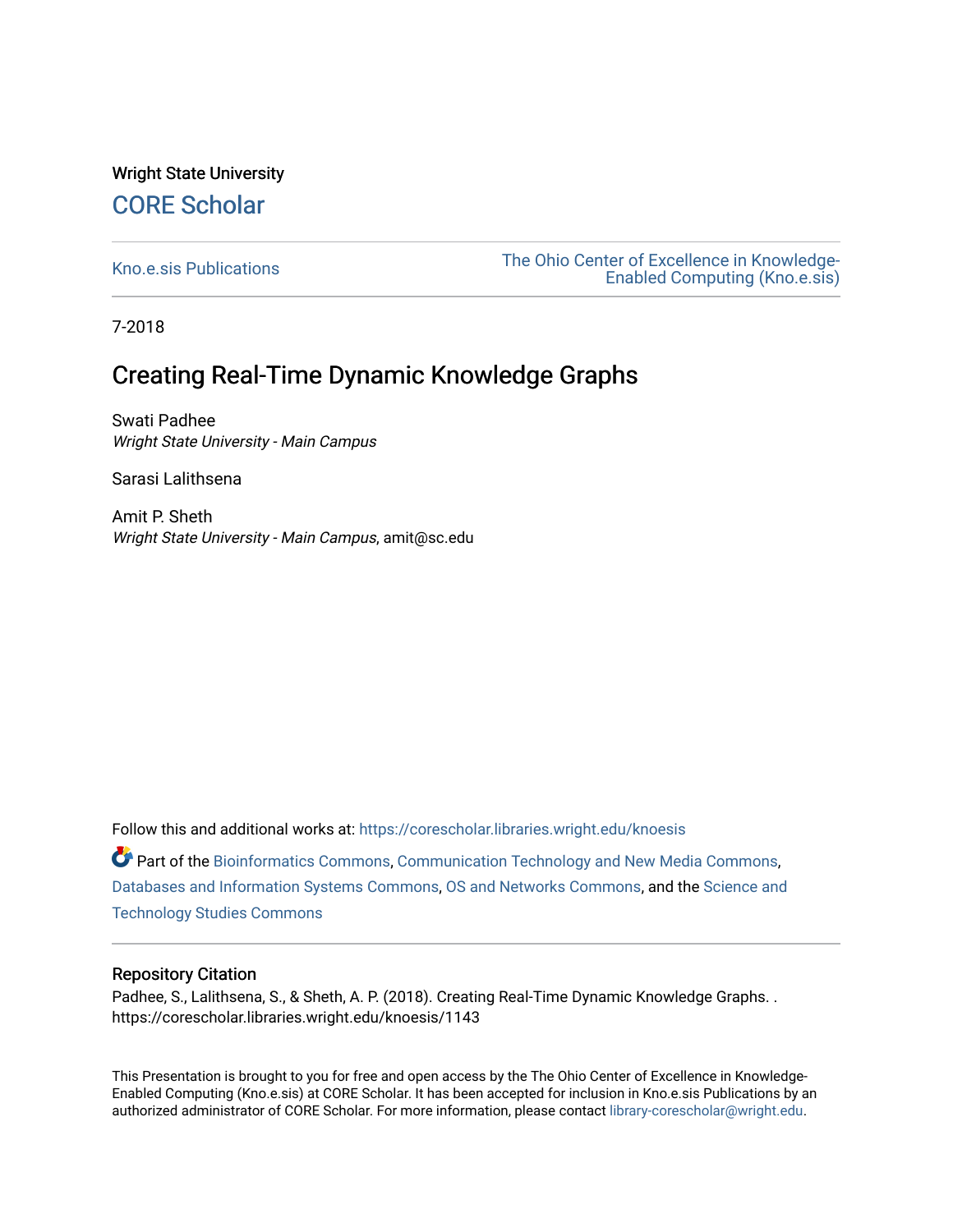Wright State University

# CORE Scholar

Kno.e.sis Publications

The Ohio Center of Excellence in Knowledge-Enabled Computing (Kno.e.sis)

7-2018

## Creating Real-Time Dynamic Knowledge Graphs

Swati Padhee
*Wright State University - Main Campus*

Sarasi Lalithsena

Amit P. Sheth
*Wright State University - Main Campus*, amit@sc.edu

Follow this and additional works at: https://corescholar.libraries.wright.edu/knoesis

Part of the Bioinformatics Commons, Communication Technology and New Media Commons, Databases and Information Systems Commons, OS and Networks Commons, and the Science and Technology Studies Commons

### Repository Citation

Padhee, S., Lalithsena, S., & Sheth, A. P. (2018). Creating Real-Time Dynamic Knowledge Graphs. . https://corescholar.libraries.wright.edu/knoesis/1143

This Presentation is brought to you for free and open access by the The Ohio Center of Excellence in Knowledge-Enabled Computing (Kno.e.sis) at CORE Scholar. It has been accepted for inclusion in Kno.e.sis Publications by an authorized administrator of CORE Scholar. For more information, please contact library-corescholar@wright.edu.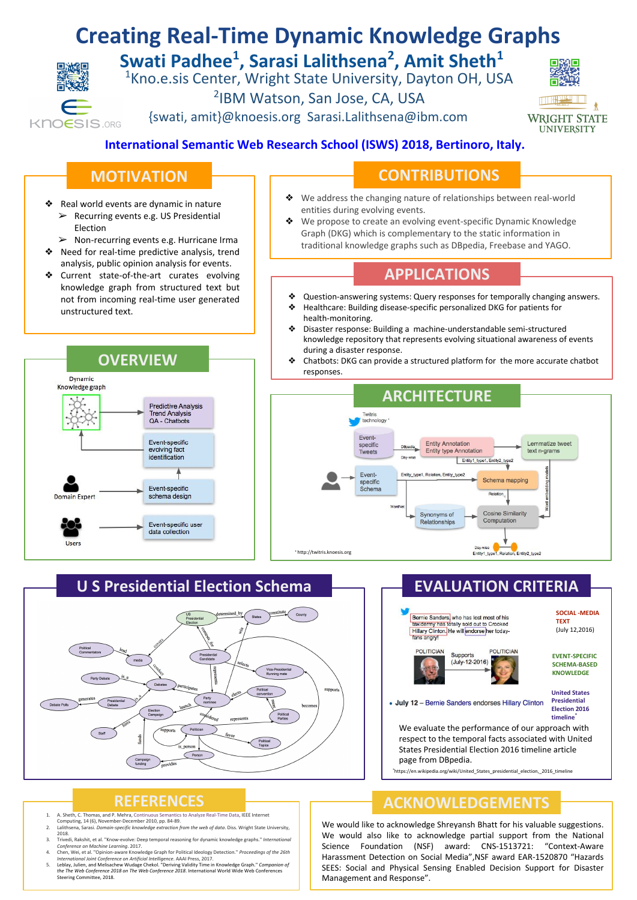# Creating Real-Time Dynamic Knowledge Graphs

## Swati Padhee[1], Sarasi Lalithsena[2], Amit Sheth[1]

[1]Kno.e.sis Center, Wright State University, Dayton OH, USA

[2]IBM Watson, San Jose, CA, USA

{swati, amit}@knoesis.org Sarasi.Lalithsena@ibm.com

**International Semantic Web Research School (ISWS) 2018, Bertinoro, Italy.**

## MOTIVATION

- Real world events are dynamic in nature
  - Recurring events e.g. US Presidential Election
  - Non-recurring events e.g. Hurricane Irma
- Need for real-time predictive analysis, trend analysis, public opinion analysis for events.
- Current state-of-the-art curates evolving knowledge graph from structured text but not from incoming real-time user generated unstructured text.

## CONTRIBUTIONS

- We address the changing nature of relationships between real-world entities during evolving events.
- We propose to create an evolving event-specific Dynamic Knowledge Graph (DKG) which is complementary to the static information in traditional knowledge graphs such as DBpedia, Freebase and YAGO.

## APPLICATIONS

- Question-answering systems: Query responses for temporally changing answers.
- Healthcare: Building disease-specific personalized DKG for patients for health-monitoring.
- Disaster response: Building a machine-understandable semi-structured knowledge repository that represents evolving situational awareness of events during a disaster response.
- Chatbots: DKG can provide a structured platform for the more accurate chatbot responses.

## OVERVIEW

Dynamic Knowledge graph

Predictive Analysis
Trend Analysis
QA - Chatbots

Event-specific evolving fact identification

Domain Expert

Event-specific schema design

Users

Event-specific user data collection

## ARCHITECTURE

Twitris technology*

Event-specific Tweets

DBpedia

Day-wise

Entity Annotation
Entity type Annotation

Lemmatize tweet text n-grams

Entity1_type1, Entity2_type2

Event-specific Schema

Entity_type1, Relation, Entity_type2

Schema mapping

Word embedding models

Relation

WordNet

Synonyms of Relationships

Cosine Similarity Computation

Day-wise
Entity1_type1, Relation, Entity2_type2

* http://twitris.knoesis.org

## U S Presidential Election Schema

US Presidential Election, determined_by, States, constitute, County, covers, contests_for, wins, Political Commentators, lead, media, conduct, Presidential Candidate, selects, Vice-Presidential Running mate, represents, Party Debate, is_a, Debates, participates, Political convention, supports, Debate Polls, generates, Presidential Debate, is_a, Party nominee, elects, meet, becomes, Election Campaign, launch, considered, represents, Political Parties, hires, Staff, supports, Politician, favor, Political Topics, funds, is_person, Person, Campaign funding, provides

## EVALUATION CRITERIA

Bernie Sanders, who has lost most of his taxidermy has totally sold out to Crooked Hillary Clinton. He will endorse her today- fans angry!

SOCIAL -MEDIA TEXT
(July 12,2016)

POLITICIAN — Supports (July-12-2016) — POLITICIAN

EVENT-SPECIFIC SCHEMA-BASED KNOWLEDGE

- **July 12** – Bernie Sanders endorses Hillary Clinton

United States Presidential Election 2016 timeline*

We evaluate the performance of our approach with respect to the temporal facts associated with United States Presidential Election 2016 timeline article page from DBpedia.

*https://en.wikipedia.org/wiki/United_States_presidential_election,_2016_timeline

## REFERENCES

1. A. Sheth, C. Thomas, and P. Mehra, Continuous Semantics to Analyze Real-Time Data, IEEE Internet Computing, 14 (6), November-December 2010, pp. 84-89.
2. Lalithsena, Sarasi. *Domain-specific knowledge extraction from the web of data*. Diss. Wright State University, 2018.
3. Trivedi, Rakshit, et al. "Know-evolve: Deep temporal reasoning for dynamic knowledge graphs." *International Conference on Machine Learning*. 2017.
4. Chen, Wei, et al. "Opinion-aware Knowledge Graph for Political Ideology Detection." *Proceedings of the 26th International Joint Conference on Artificial Intelligence*. AAAI Press, 2017.
5. Leblay, Julien, and Melisachew Wudage Chekol. "Deriving Validity Time in Knowledge Graph." *Companion of the The Web Conference 2018 on The Web Conference 2018*. International World Wide Web Conferences Steering Committee, 2018.

## ACKNOWLEDGEMENTS

We would like to acknowledge Shreyansh Bhatt for his valuable suggestions. We would also like to acknowledge partial support from the National Science Foundation (NSF) award: CNS-1513721: "Context-Aware Harassment Detection on Social Media",NSF award EAR-1520870 "Hazards SEES: Social and Physical Sensing Enabled Decision Support for Disaster Management and Response".